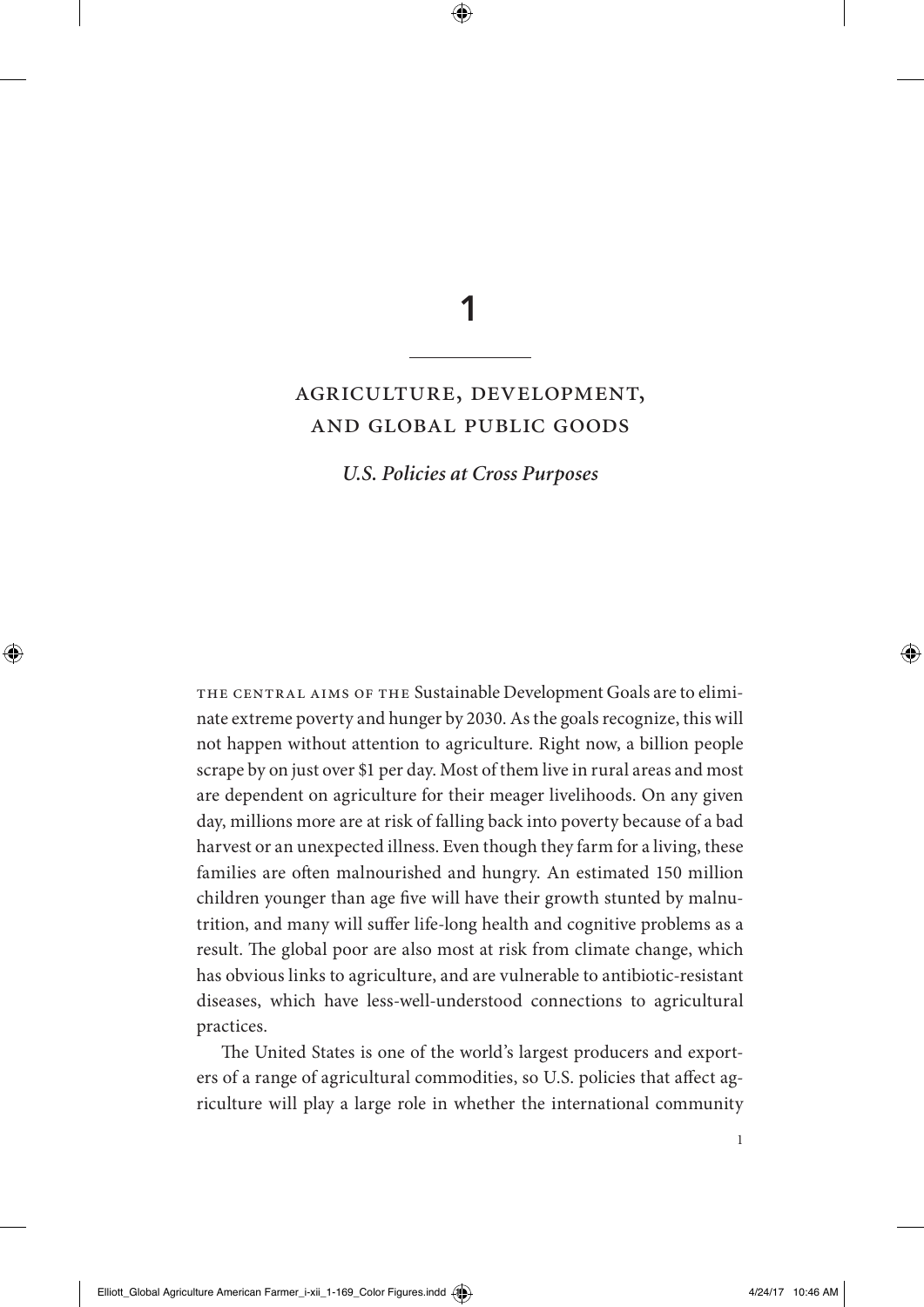# 1

## AGRICULTURE, DEVELOPMENT, AND GLOBAL PUBLIC GOODS

### *U.S. Policies at Cross Purposes*

THE CENTRAL AIMS OF THE Sustainable Development Goals are to eliminate extreme poverty and hunger by 2030. As the goals recognize, this will not happen without attention to agriculture. Right now, a billion people scrape by on just over $1 per day. Most of them live in rural areas and most are dependent on agriculture for their meager livelihoods. On any given day, millions more are at risk of falling back into poverty because of a bad harvest or an unexpected illness. Even though they farm for a living, these families are often malnourished and hungry. An estimated 150 million children younger than age five will have their growth stunted by malnutrition, and many will suffer life-long health and cognitive problems as a result. The global poor are also most at risk from climate change, which has obvious links to agriculture, and are vulnerable to antibiotic-resistant diseases, which have less-well-understood connections to agricultural practices.

The United States is one of the world's largest producers and exporters of a range of agricultural commodities, so U.S. policies that affect agriculture will play a large role in whether the international community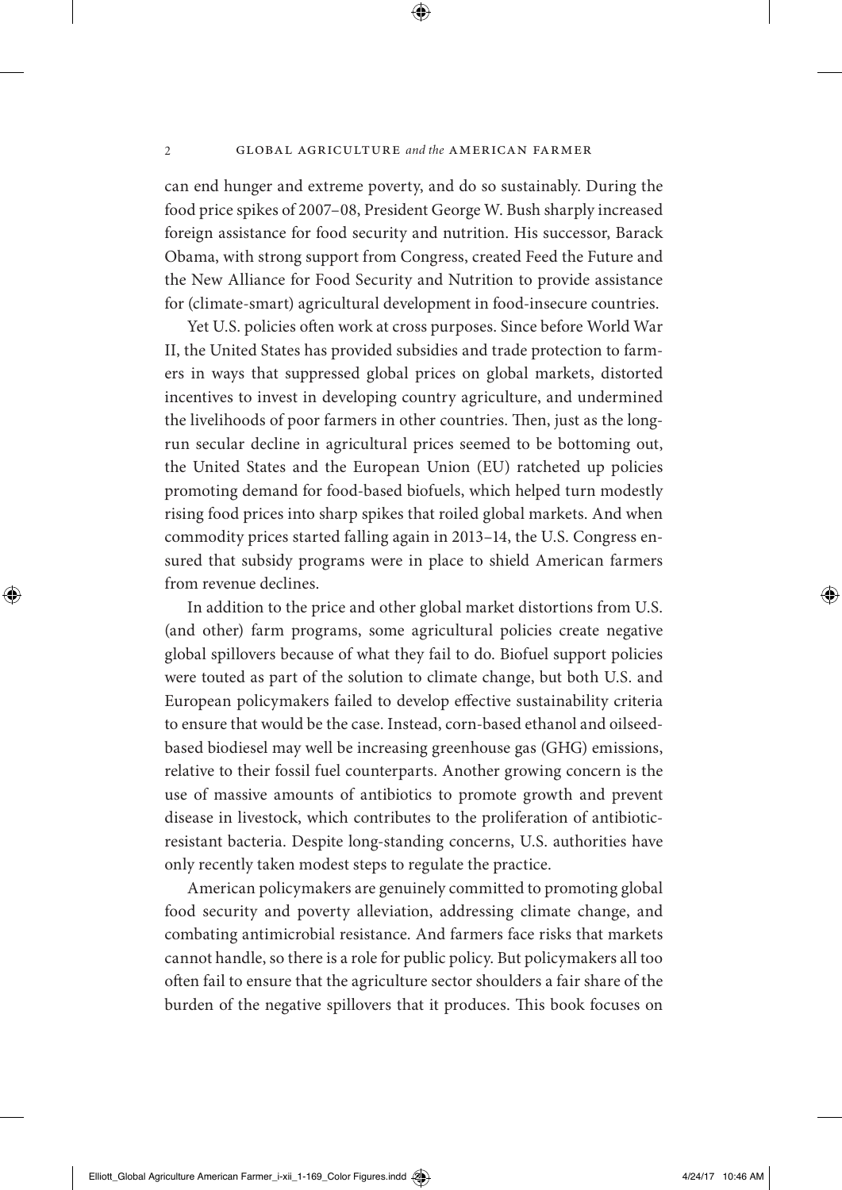can end hunger and extreme poverty, and do so sustainably. During the food price spikes of 2007–08, President George W. Bush sharply increased foreign assistance for food security and nutrition. His successor, Barack Obama, with strong support from Congress, created Feed the Future and the New Alliance for Food Security and Nutrition to provide assistance for (climate-smart) agricultural development in food-insecure countries.

Yet U.S. policies often work at cross purposes. Since before World War II, the United States has provided subsidies and trade protection to farmers in ways that suppressed global prices on global markets, distorted incentives to invest in developing country agriculture, and undermined the livelihoods of poor farmers in other countries. Then, just as the long-run secular decline in agricultural prices seemed to be bottoming out, the United States and the European Union (EU) ratcheted up policies promoting demand for food-based biofuels, which helped turn modestly rising food prices into sharp spikes that roiled global markets. And when commodity prices started falling again in 2013–14, the U.S. Congress ensured that subsidy programs were in place to shield American farmers from revenue declines.

In addition to the price and other global market distortions from U.S. (and other) farm programs, some agricultural policies create negative global spillovers because of what they fail to do. Biofuel support policies were touted as part of the solution to climate change, but both U.S. and European policymakers failed to develop effective sustainability criteria to ensure that would be the case. Instead, corn-based ethanol and oilseed-based biodiesel may well be increasing greenhouse gas (GHG) emissions, relative to their fossil fuel counterparts. Another growing concern is the use of massive amounts of antibiotics to promote growth and prevent disease in livestock, which contributes to the proliferation of antibiotic-resistant bacteria. Despite long-standing concerns, U.S. authorities have only recently taken modest steps to regulate the practice.

American policymakers are genuinely committed to promoting global food security and poverty alleviation, addressing climate change, and combating antimicrobial resistance. And farmers face risks that markets cannot handle, so there is a role for public policy. But policymakers all too often fail to ensure that the agriculture sector shoulders a fair share of the burden of the negative spillovers that it produces. This book focuses on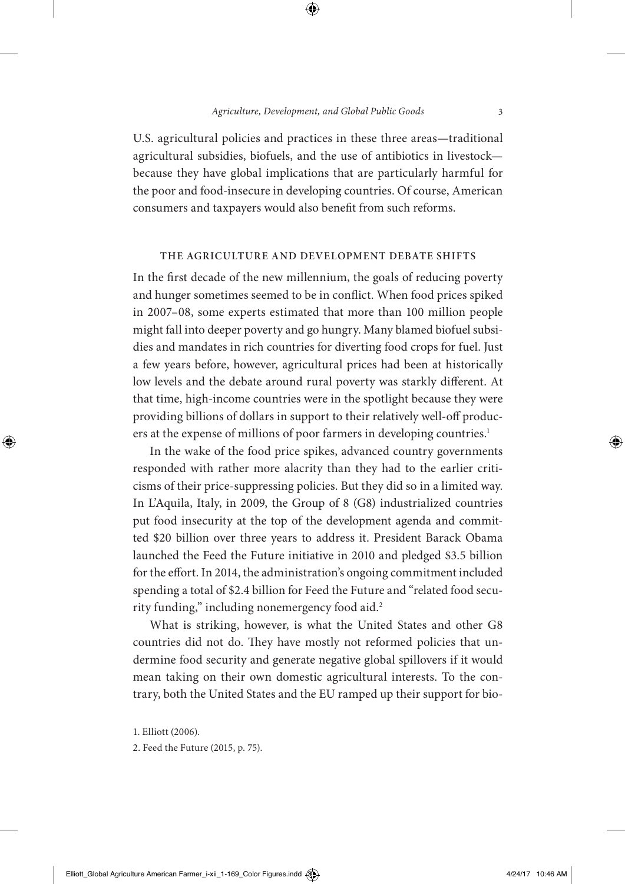U.S. agricultural policies and practices in these three areas—traditional agricultural subsidies, biofuels, and the use of antibiotics in livestock—because they have global implications that are particularly harmful for the poor and food-insecure in developing countries. Of course, American consumers and taxpayers would also benefit from such reforms.

## THE AGRICULTURE AND DEVELOPMENT DEBATE SHIFTS

In the first decade of the new millennium, the goals of reducing poverty and hunger sometimes seemed to be in conflict. When food prices spiked in 2007–08, some experts estimated that more than 100 million people might fall into deeper poverty and go hungry. Many blamed biofuel subsidies and mandates in rich countries for diverting food crops for fuel. Just a few years before, however, agricultural prices had been at historically low levels and the debate around rural poverty was starkly different. At that time, high-income countries were in the spotlight because they were providing billions of dollars in support to their relatively well-off producers at the expense of millions of poor farmers in developing countries.[1]

In the wake of the food price spikes, advanced country governments responded with rather more alacrity than they had to the earlier criticisms of their price-suppressing policies. But they did so in a limited way. In L'Aquila, Italy, in 2009, the Group of 8 (G8) industrialized countries put food insecurity at the top of the development agenda and committed $20 billion over three years to address it. President Barack Obama launched the Feed the Future initiative in 2010 and pledged $3.5 billion for the effort. In 2014, the administration's ongoing commitment included spending a total of $2.4 billion for Feed the Future and "related food security funding," including nonemergency food aid.[2]

What is striking, however, is what the United States and other G8 countries did not do. They have mostly not reformed policies that undermine food security and generate negative global spillovers if it would mean taking on their own domestic agricultural interests. To the contrary, both the United States and the EU ramped up their support for bio-

1. Elliott (2006).

2. Feed the Future (2015, p. 75).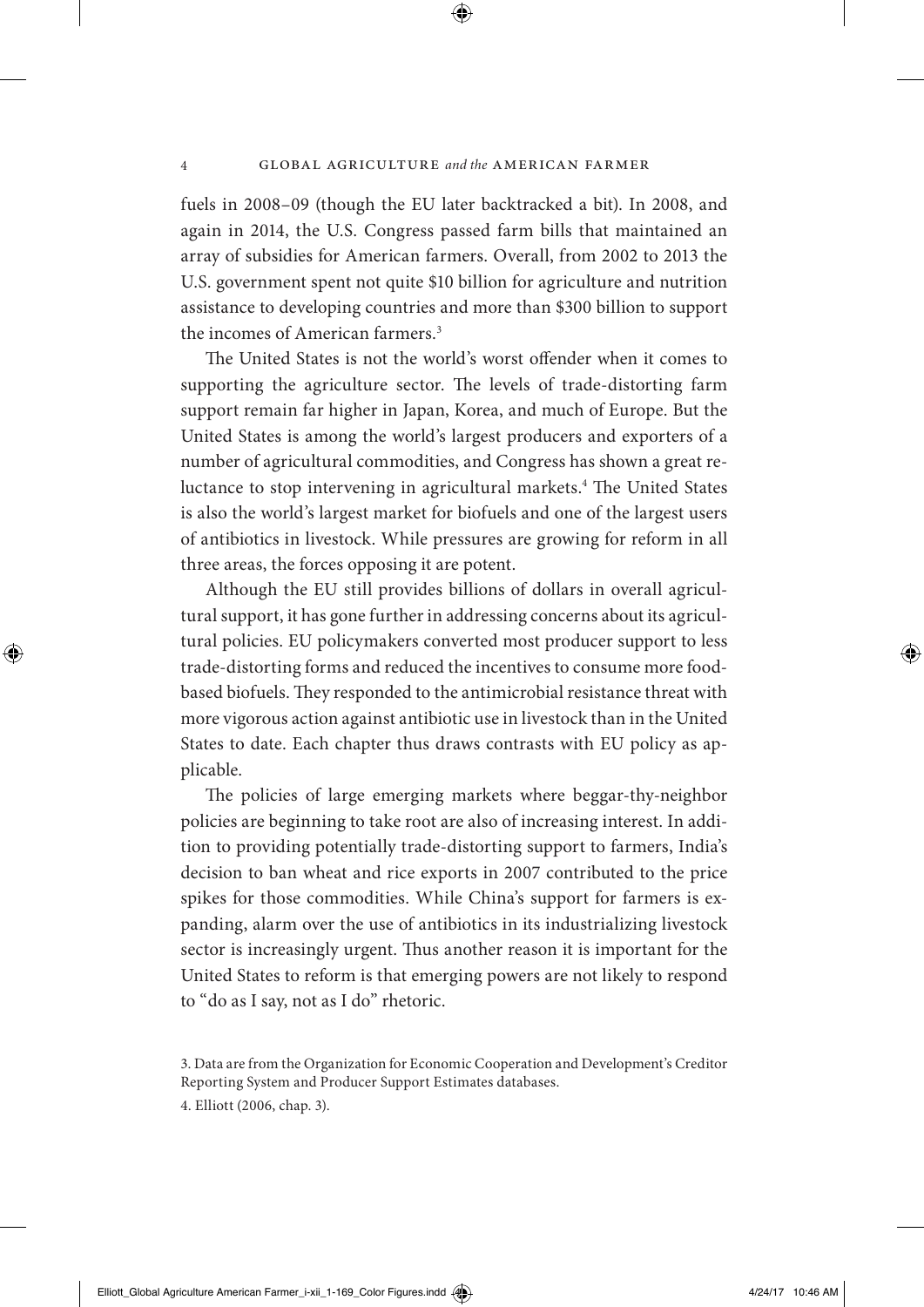fuels in 2008–09 (though the EU later backtracked a bit). In 2008, and again in 2014, the U.S. Congress passed farm bills that maintained an array of subsidies for American farmers. Overall, from 2002 to 2013 the U.S. government spent not quite $10 billion for agriculture and nutrition assistance to developing countries and more than $300 billion to support the incomes of American farmers.[3]

The United States is not the world's worst offender when it comes to supporting the agriculture sector. The levels of trade-distorting farm support remain far higher in Japan, Korea, and much of Europe. But the United States is among the world's largest producers and exporters of a number of agricultural commodities, and Congress has shown a great reluctance to stop intervening in agricultural markets.[4] The United States is also the world's largest market for biofuels and one of the largest users of antibiotics in livestock. While pressures are growing for reform in all three areas, the forces opposing it are potent.

Although the EU still provides billions of dollars in overall agricultural support, it has gone further in addressing concerns about its agricultural policies. EU policymakers converted most producer support to less trade-distorting forms and reduced the incentives to consume more food-based biofuels. They responded to the antimicrobial resistance threat with more vigorous action against antibiotic use in livestock than in the United States to date. Each chapter thus draws contrasts with EU policy as applicable.

The policies of large emerging markets where beggar-thy-neighbor policies are beginning to take root are also of increasing interest. In addition to providing potentially trade-distorting support to farmers, India's decision to ban wheat and rice exports in 2007 contributed to the price spikes for those commodities. While China's support for farmers is expanding, alarm over the use of antibiotics in its industrializing livestock sector is increasingly urgent. Thus another reason it is important for the United States to reform is that emerging powers are not likely to respond to "do as I say, not as I do" rhetoric.

3. Data are from the Organization for Economic Cooperation and Development's Creditor Reporting System and Producer Support Estimates databases.

4. Elliott (2006, chap. 3).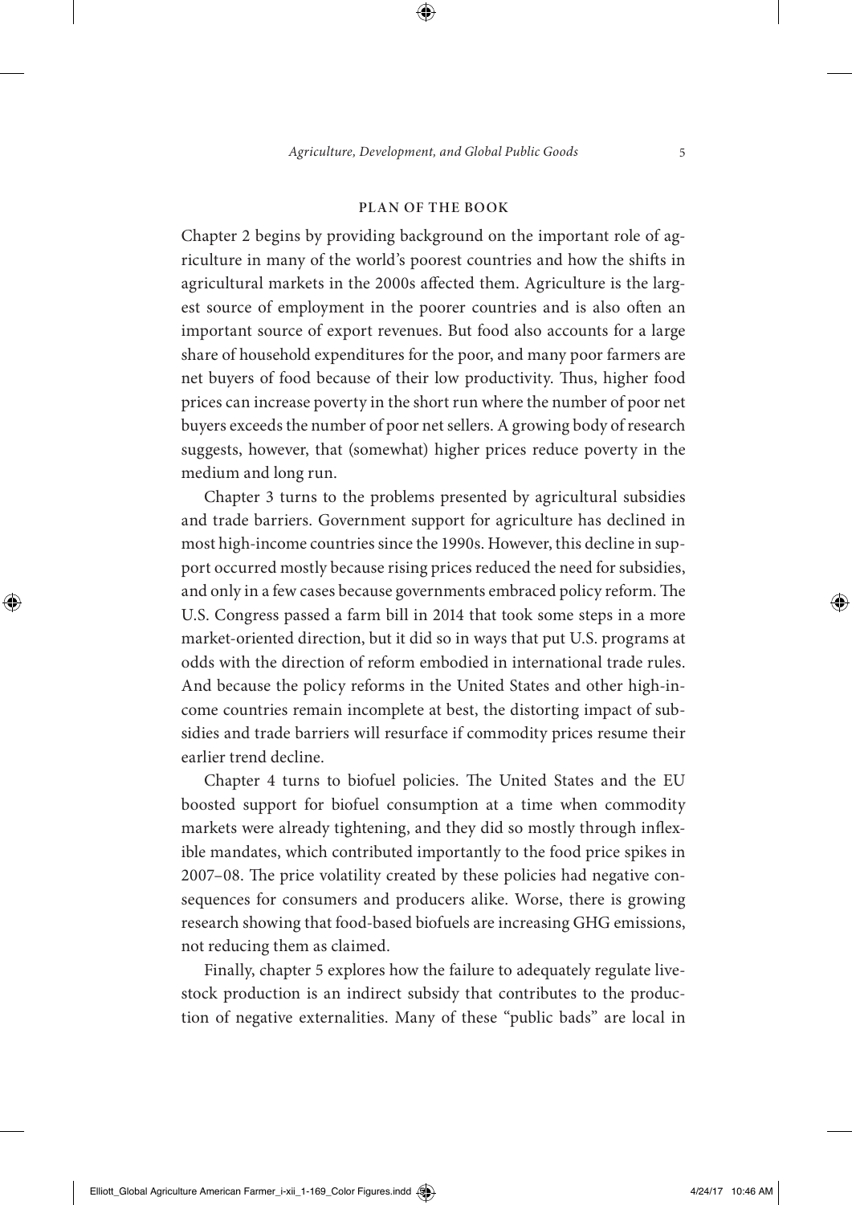## PLAN OF THE BOOK

Chapter 2 begins by providing background on the important role of agriculture in many of the world's poorest countries and how the shifts in agricultural markets in the 2000s affected them. Agriculture is the largest source of employment in the poorer countries and is also often an important source of export revenues. But food also accounts for a large share of household expenditures for the poor, and many poor farmers are net buyers of food because of their low productivity. Thus, higher food prices can increase poverty in the short run where the number of poor net buyers exceeds the number of poor net sellers. A growing body of research suggests, however, that (somewhat) higher prices reduce poverty in the medium and long run.

Chapter 3 turns to the problems presented by agricultural subsidies and trade barriers. Government support for agriculture has declined in most high-income countries since the 1990s. However, this decline in support occurred mostly because rising prices reduced the need for subsidies, and only in a few cases because governments embraced policy reform. The U.S. Congress passed a farm bill in 2014 that took some steps in a more market-oriented direction, but it did so in ways that put U.S. programs at odds with the direction of reform embodied in international trade rules. And because the policy reforms in the United States and other high-income countries remain incomplete at best, the distorting impact of subsidies and trade barriers will resurface if commodity prices resume their earlier trend decline.

Chapter 4 turns to biofuel policies. The United States and the EU boosted support for biofuel consumption at a time when commodity markets were already tightening, and they did so mostly through inflexible mandates, which contributed importantly to the food price spikes in 2007–08. The price volatility created by these policies had negative consequences for consumers and producers alike. Worse, there is growing research showing that food-based biofuels are increasing GHG emissions, not reducing them as claimed.

Finally, chapter 5 explores how the failure to adequately regulate livestock production is an indirect subsidy that contributes to the production of negative externalities. Many of these "public bads" are local in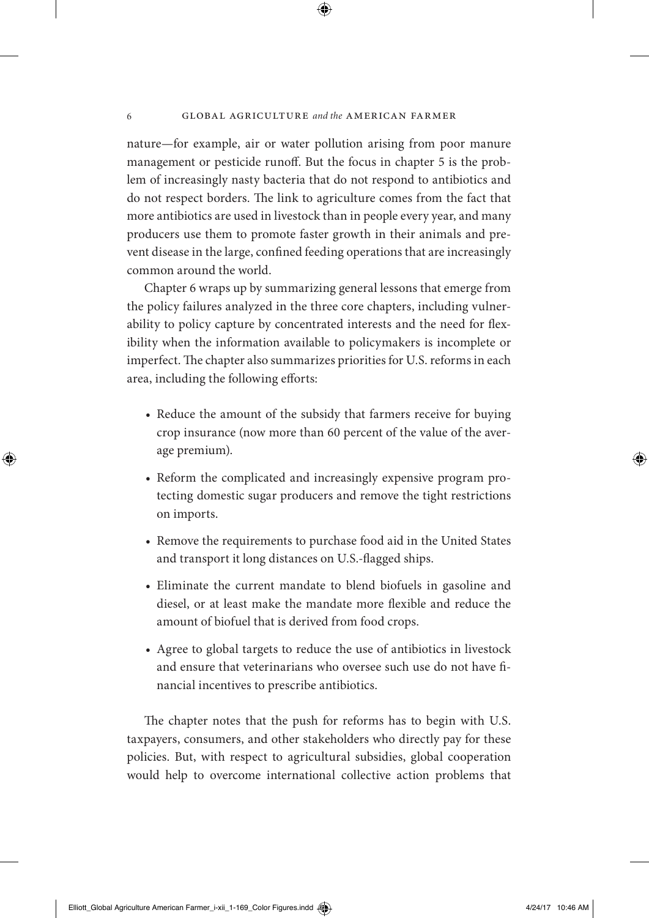nature—for example, air or water pollution arising from poor manure management or pesticide runoff. But the focus in chapter 5 is the problem of increasingly nasty bacteria that do not respond to antibiotics and do not respect borders. The link to agriculture comes from the fact that more antibiotics are used in livestock than in people every year, and many producers use them to promote faster growth in their animals and prevent disease in the large, confined feeding operations that are increasingly common around the world.

Chapter 6 wraps up by summarizing general lessons that emerge from the policy failures analyzed in the three core chapters, including vulnerability to policy capture by concentrated interests and the need for flexibility when the information available to policymakers is incomplete or imperfect. The chapter also summarizes priorities for U.S. reforms in each area, including the following efforts:

- Reduce the amount of the subsidy that farmers receive for buying crop insurance (now more than 60 percent of the value of the average premium).
- Reform the complicated and increasingly expensive program protecting domestic sugar producers and remove the tight restrictions on imports.
- Remove the requirements to purchase food aid in the United States and transport it long distances on U.S.-flagged ships.
- Eliminate the current mandate to blend biofuels in gasoline and diesel, or at least make the mandate more flexible and reduce the amount of biofuel that is derived from food crops.
- Agree to global targets to reduce the use of antibiotics in livestock and ensure that veterinarians who oversee such use do not have financial incentives to prescribe antibiotics.

The chapter notes that the push for reforms has to begin with U.S. taxpayers, consumers, and other stakeholders who directly pay for these policies. But, with respect to agricultural subsidies, global cooperation would help to overcome international collective action problems that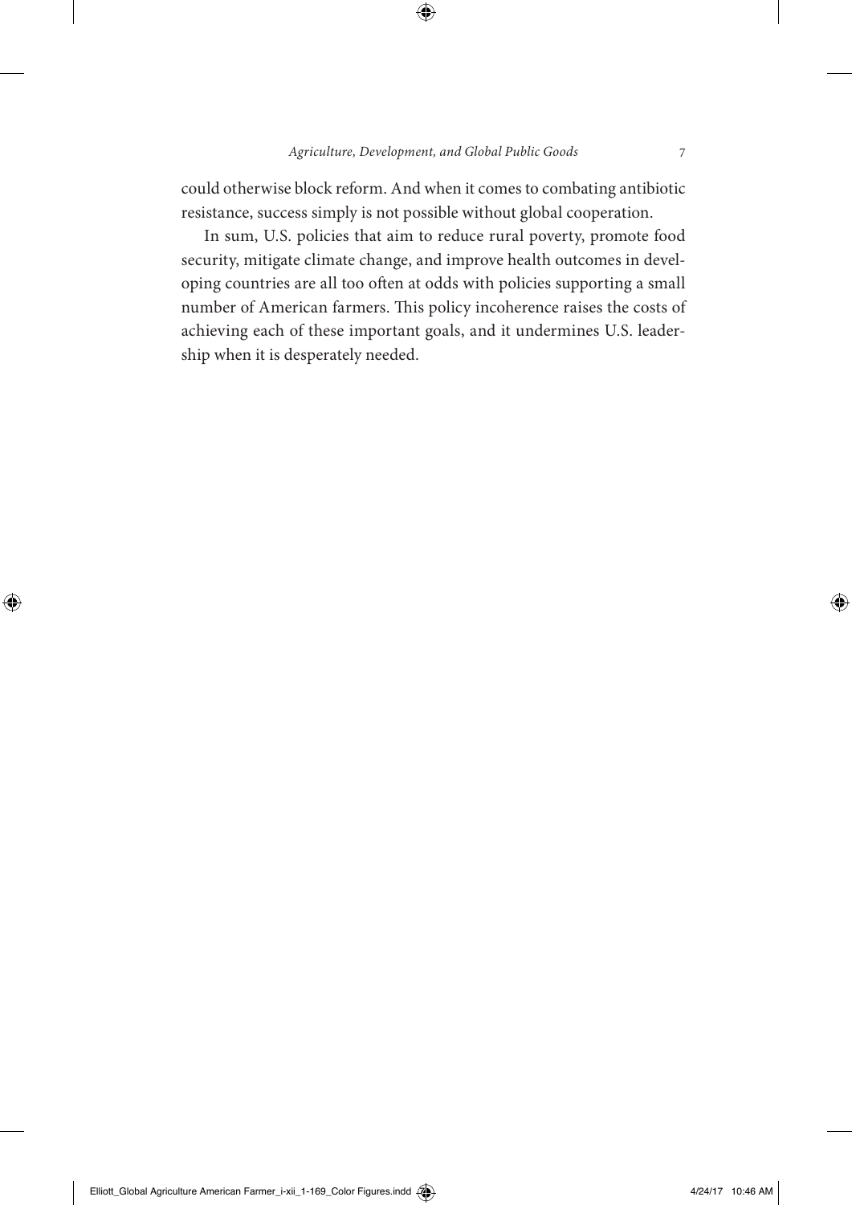could otherwise block reform. And when it comes to combating antibiotic resistance, success simply is not possible without global cooperation.

In sum, U.S. policies that aim to reduce rural poverty, promote food security, mitigate climate change, and improve health outcomes in developing countries are all too often at odds with policies supporting a small number of American farmers. This policy incoherence raises the costs of achieving each of these important goals, and it undermines U.S. leadership when it is desperately needed.